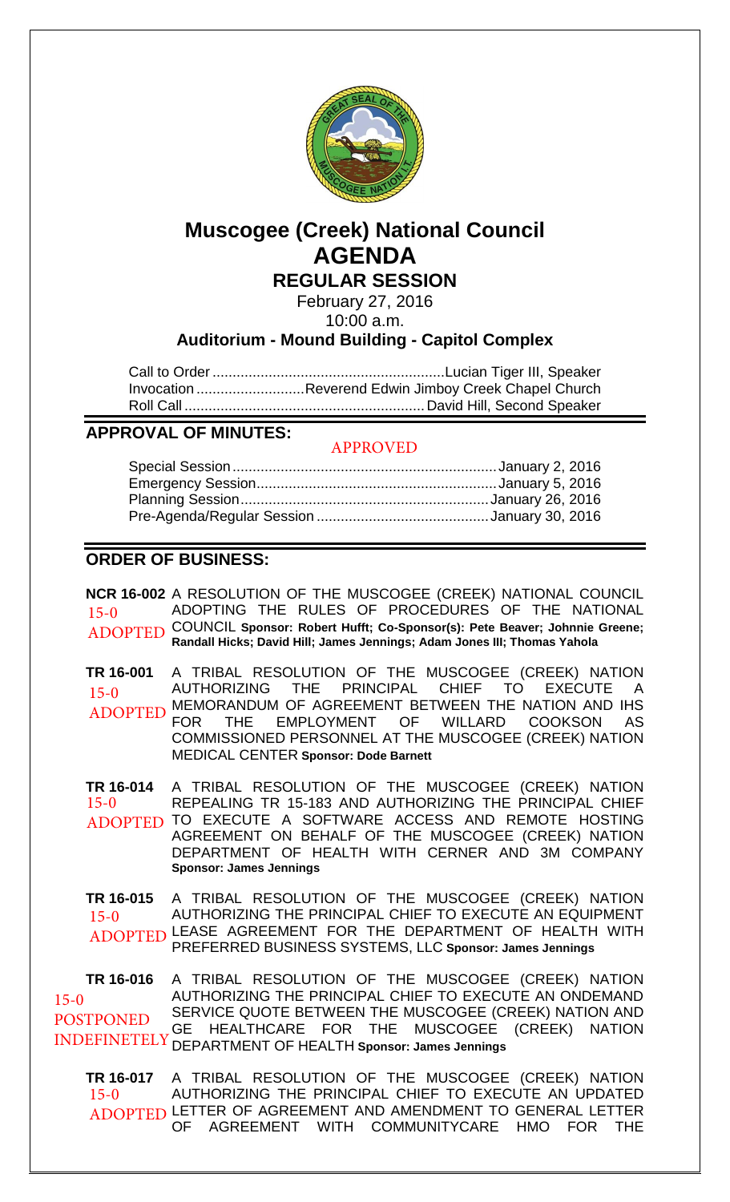# Muscogee (Creek) National Council

# AGENDA

## REGULAR SESSION

February 27, 2016

10:00 a.m.

### Auditorium - Mound Building - Capitol Complex

| | |
|---|---|
| Call to Order | Lucian Tiger III, Speaker |
| Invocation | Reverend Edwin Jimboy Creek Chapel Church |
| Roll Call | David Hill, Second Speaker |

## APPROVAL OF MINUTES:

APPROVED

| | |
|---|---|
| Special Session | January 2, 2016 |
| Emergency Session | January 5, 2016 |
| Planning Session | January 26, 2016 |
| Pre-Agenda/Regular Session | January 30, 2016 |

## ORDER OF BUSINESS:

**NCR 16-002** A RESOLUTION OF THE MUSCOGEE (CREEK) NATIONAL COUNCIL ADOPTING THE RULES OF PROCEDURES OF THE NATIONAL COUNCIL **Sponsor: Robert Hufft; Co-Sponsor(s): Pete Beaver; Johnnie Greene; Randall Hicks; David Hill; James Jennings; Adam Jones III; Thomas Yahola**
15-0 ADOPTED

**TR 16-001** A TRIBAL RESOLUTION OF THE MUSCOGEE (CREEK) NATION AUTHORIZING THE PRINCIPAL CHIEF TO EXECUTE A MEMORANDUM OF AGREEMENT BETWEEN THE NATION AND IHS FOR THE EMPLOYMENT OF WILLARD COOKSON AS COMMISSIONED PERSONNEL AT THE MUSCOGEE (CREEK) NATION MEDICAL CENTER **Sponsor: Dode Barnett**
15-0 ADOPTED

**TR 16-014** A TRIBAL RESOLUTION OF THE MUSCOGEE (CREEK) NATION REPEALING TR 15-183 AND AUTHORIZING THE PRINCIPAL CHIEF TO EXECUTE A SOFTWARE ACCESS AND REMOTE HOSTING AGREEMENT ON BEHALF OF THE MUSCOGEE (CREEK) NATION DEPARTMENT OF HEALTH WITH CERNER AND 3M COMPANY **Sponsor: James Jennings**
15-0 ADOPTED

**TR 16-015** A TRIBAL RESOLUTION OF THE MUSCOGEE (CREEK) NATION AUTHORIZING THE PRINCIPAL CHIEF TO EXECUTE AN EQUIPMENT LEASE AGREEMENT FOR THE DEPARTMENT OF HEALTH WITH PREFERRED BUSINESS SYSTEMS, LLC **Sponsor: James Jennings**
15-0 ADOPTED

**TR 16-016** A TRIBAL RESOLUTION OF THE MUSCOGEE (CREEK) NATION AUTHORIZING THE PRINCIPAL CHIEF TO EXECUTE AN ONDEMAND SERVICE QUOTE BETWEEN THE MUSCOGEE (CREEK) NATION AND GE HEALTHCARE FOR THE MUSCOGEE (CREEK) NATION DEPARTMENT OF HEALTH **Sponsor: James Jennings**
15-0 POSTPONED INDEFINETELY

**TR 16-017** A TRIBAL RESOLUTION OF THE MUSCOGEE (CREEK) NATION AUTHORIZING THE PRINCIPAL CHIEF TO EXECUTE AN UPDATED LETTER OF AGREEMENT AND AMENDMENT TO GENERAL LETTER OF AGREEMENT WITH COMMUNITYCARE HMO FOR THE
15-0 ADOPTED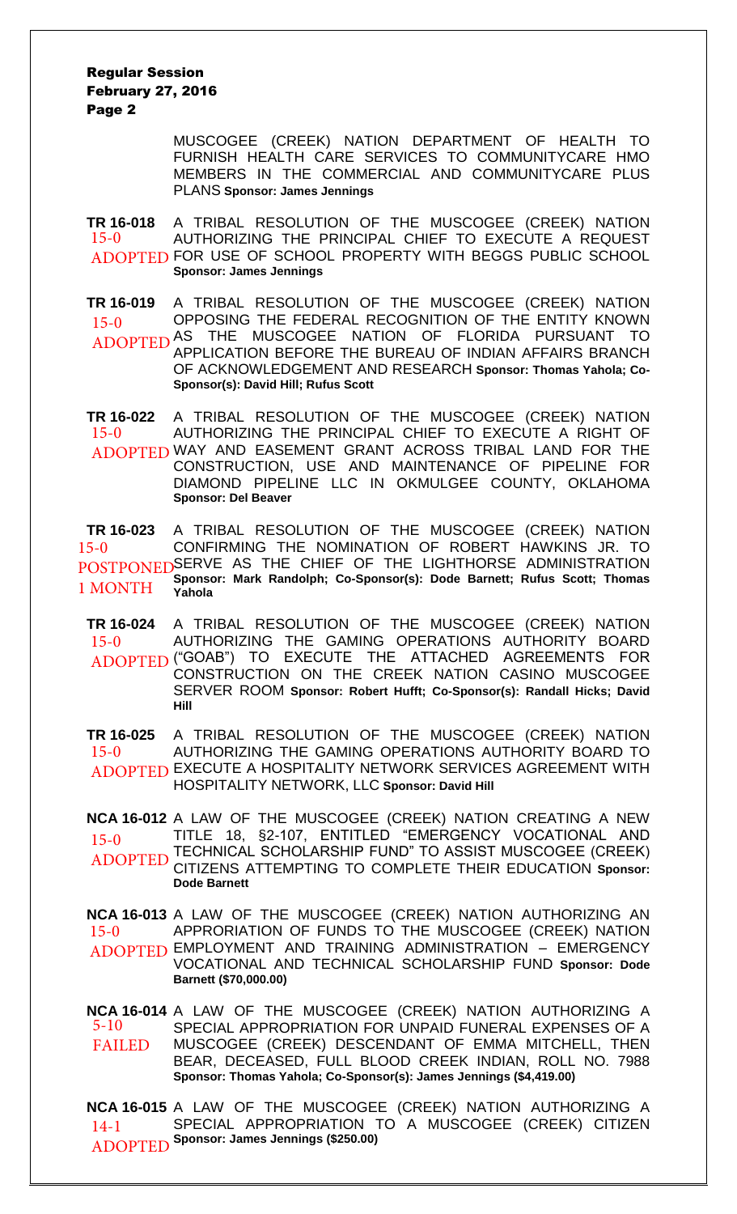MUSCOGEE (CREEK) NATION DEPARTMENT OF HEALTH TO FURNISH HEALTH CARE SERVICES TO COMMUNITYCARE HMO MEMBERS IN THE COMMERCIAL AND COMMUNITYCARE PLUS PLANS **Sponsor: James Jennings**

**TR 16-018**
15-0
ADOPTED

A TRIBAL RESOLUTION OF THE MUSCOGEE (CREEK) NATION AUTHORIZING THE PRINCIPAL CHIEF TO EXECUTE A REQUEST FOR USE OF SCHOOL PROPERTY WITH BEGGS PUBLIC SCHOOL **Sponsor: James Jennings**

**TR 16-019**
15-0
ADOPTED

A TRIBAL RESOLUTION OF THE MUSCOGEE (CREEK) NATION OPPOSING THE FEDERAL RECOGNITION OF THE ENTITY KNOWN AS THE MUSCOGEE NATION OF FLORIDA PURSUANT TO APPLICATION BEFORE THE BUREAU OF INDIAN AFFAIRS BRANCH OF ACKNOWLEDGEMENT AND RESEARCH **Sponsor: Thomas Yahola; Co-Sponsor(s): David Hill; Rufus Scott**

**TR 16-022**
15-0
ADOPTED

A TRIBAL RESOLUTION OF THE MUSCOGEE (CREEK) NATION AUTHORIZING THE PRINCIPAL CHIEF TO EXECUTE A RIGHT OF WAY AND EASEMENT GRANT ACROSS TRIBAL LAND FOR THE CONSTRUCTION, USE AND MAINTENANCE OF PIPELINE FOR DIAMOND PIPELINE LLC IN OKMULGEE COUNTY, OKLAHOMA **Sponsor: Del Beaver**

**TR 16-023**
15-0
POSTPONED
1 MONTH

A TRIBAL RESOLUTION OF THE MUSCOGEE (CREEK) NATION CONFIRMING THE NOMINATION OF ROBERT HAWKINS JR. TO SERVE AS THE CHIEF OF THE LIGHTHORSE ADMINISTRATION **Sponsor: Mark Randolph; Co-Sponsor(s): Dode Barnett; Rufus Scott; Thomas Yahola**

**TR 16-024**
15-0
ADOPTED

A TRIBAL RESOLUTION OF THE MUSCOGEE (CREEK) NATION AUTHORIZING THE GAMING OPERATIONS AUTHORITY BOARD ("GOAB") TO EXECUTE THE ATTACHED AGREEMENTS FOR CONSTRUCTION ON THE CREEK NATION CASINO MUSCOGEE SERVER ROOM **Sponsor: Robert Hufft; Co-Sponsor(s): Randall Hicks; David Hill**

**TR 16-025**
15-0
ADOPTED

A TRIBAL RESOLUTION OF THE MUSCOGEE (CREEK) NATION AUTHORIZING THE GAMING OPERATIONS AUTHORITY BOARD TO EXECUTE A HOSPITALITY NETWORK SERVICES AGREEMENT WITH HOSPITALITY NETWORK, LLC **Sponsor: David Hill**

**NCA 16-012**
15-0
ADOPTED

A LAW OF THE MUSCOGEE (CREEK) NATION CREATING A NEW TITLE 18, §2-107, ENTITLED "EMERGENCY VOCATIONAL AND TECHNICAL SCHOLARSHIP FUND" TO ASSIST MUSCOGEE (CREEK) CITIZENS ATTEMPTING TO COMPLETE THEIR EDUCATION **Sponsor: Dode Barnett**

**NCA 16-013**
15-0
ADOPTED

A LAW OF THE MUSCOGEE (CREEK) NATION AUTHORIZING AN APPRORIATION OF FUNDS TO THE MUSCOGEE (CREEK) NATION EMPLOYMENT AND TRAINING ADMINISTRATION – EMERGENCY VOCATIONAL AND TECHNICAL SCHOLARSHIP FUND **Sponsor: Dode Barnett ($70,000.00)**

**NCA 16-014**
5-10
FAILED

A LAW OF THE MUSCOGEE (CREEK) NATION AUTHORIZING A SPECIAL APPROPRIATION FOR UNPAID FUNERAL EXPENSES OF A MUSCOGEE (CREEK) DESCENDANT OF EMMA MITCHELL, THEN BEAR, DECEASED, FULL BLOOD CREEK INDIAN, ROLL NO. 7988 **Sponsor: Thomas Yahola; Co-Sponsor(s): James Jennings ($4,419.00)**

**NCA 16-015**
14-1
ADOPTED

A LAW OF THE MUSCOGEE (CREEK) NATION AUTHORIZING A SPECIAL APPROPRIATION TO A MUSCOGEE (CREEK) CITIZEN **Sponsor: James Jennings ($250.00)**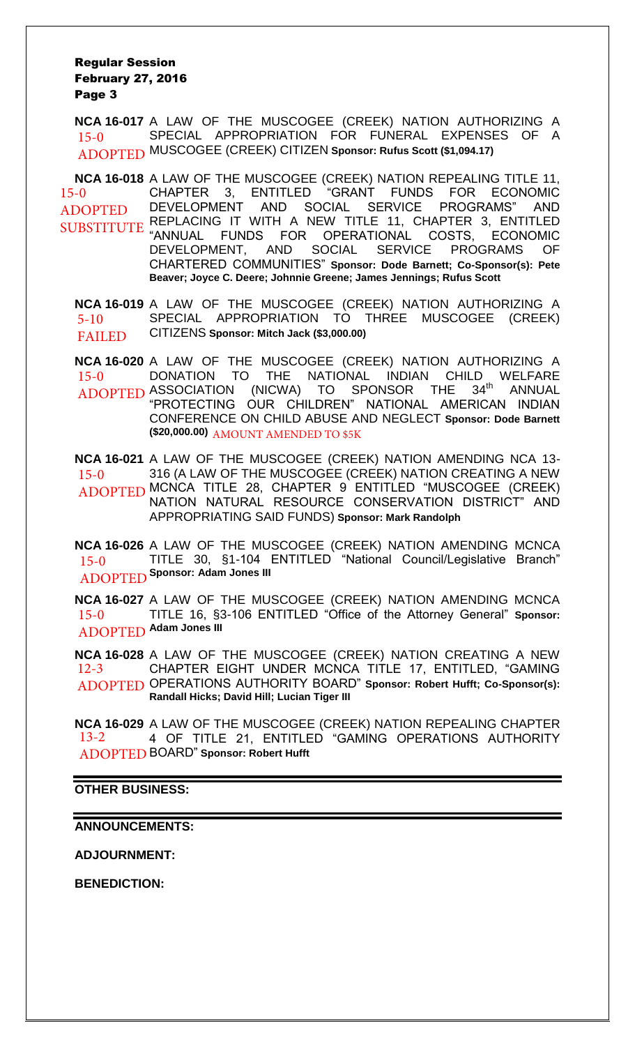**NCA 16-017** A LAW OF THE MUSCOGEE (CREEK) NATION AUTHORIZING A SPECIAL APPROPRIATION FOR FUNERAL EXPENSES OF A MUSCOGEE (CREEK) CITIZEN **Sponsor: Rufus Scott ($1,094.17)**
15-0
ADOPTED

**NCA 16-018** A LAW OF THE MUSCOGEE (CREEK) NATION REPEALING TITLE 11, CHAPTER 3, ENTITLED "GRANT FUNDS FOR ECONOMIC DEVELOPMENT AND SOCIAL SERVICE PROGRAMS" AND REPLACING IT WITH A NEW TITLE 11, CHAPTER 3, ENTITLED "ANNUAL FUNDS FOR OPERATIONAL COSTS, ECONOMIC DEVELOPMENT, AND SOCIAL SERVICE PROGRAMS OF CHARTERED COMMUNITIES" **Sponsor: Dode Barnett; Co-Sponsor(s): Pete Beaver; Joyce C. Deere; Johnnie Greene; James Jennings; Rufus Scott**
15-0
ADOPTED
SUBSTITUTE

**NCA 16-019** A LAW OF THE MUSCOGEE (CREEK) NATION AUTHORIZING A SPECIAL APPROPRIATION TO THREE MUSCOGEE (CREEK) CITIZENS **Sponsor: Mitch Jack ($3,000.00)**
5-10
FAILED

**NCA 16-020** A LAW OF THE MUSCOGEE (CREEK) NATION AUTHORIZING A DONATION TO THE NATIONAL INDIAN CHILD WELFARE ASSOCIATION (NICWA) TO SPONSOR THE 34th ANNUAL "PROTECTING OUR CHILDREN" NATIONAL AMERICAN INDIAN CONFERENCE ON CHILD ABUSE AND NEGLECT **Sponsor: Dode Barnett ($20,000.00)** AMOUNT AMENDED TO $5K
15-0
ADOPTED

**NCA 16-021** A LAW OF THE MUSCOGEE (CREEK) NATION AMENDING NCA 13-316 (A LAW OF THE MUSCOGEE (CREEK) NATION CREATING A NEW MCNCA TITLE 28, CHAPTER 9 ENTITLED "MUSCOGEE (CREEK) NATION NATURAL RESOURCE CONSERVATION DISTRICT" AND APPROPRIATING SAID FUNDS) **Sponsor: Mark Randolph**
15-0
ADOPTED

**NCA 16-026** A LAW OF THE MUSCOGEE (CREEK) NATION AMENDING MCNCA TITLE 30, §1-104 ENTITLED "National Council/Legislative Branch" **Sponsor: Adam Jones III**
15-0
ADOPTED

**NCA 16-027** A LAW OF THE MUSCOGEE (CREEK) NATION AMENDING MCNCA TITLE 16, §3-106 ENTITLED "Office of the Attorney General" **Sponsor: Adam Jones III**
15-0
ADOPTED

**NCA 16-028** A LAW OF THE MUSCOGEE (CREEK) NATION CREATING A NEW CHAPTER EIGHT UNDER MCNCA TITLE 17, ENTITLED, "GAMING OPERATIONS AUTHORITY BOARD" **Sponsor: Robert Hufft; Co-Sponsor(s): Randall Hicks; David Hill; Lucian Tiger III**
12-3
ADOPTED

**NCA 16-029** A LAW OF THE MUSCOGEE (CREEK) NATION REPEALING CHAPTER 4 OF TITLE 21, ENTITLED "GAMING OPERATIONS AUTHORITY BOARD" **Sponsor: Robert Hufft**
13-2
ADOPTED

---

**OTHER BUSINESS:**

---

**ANNOUNCEMENTS:**

**ADJOURNMENT:**

**BENEDICTION:**